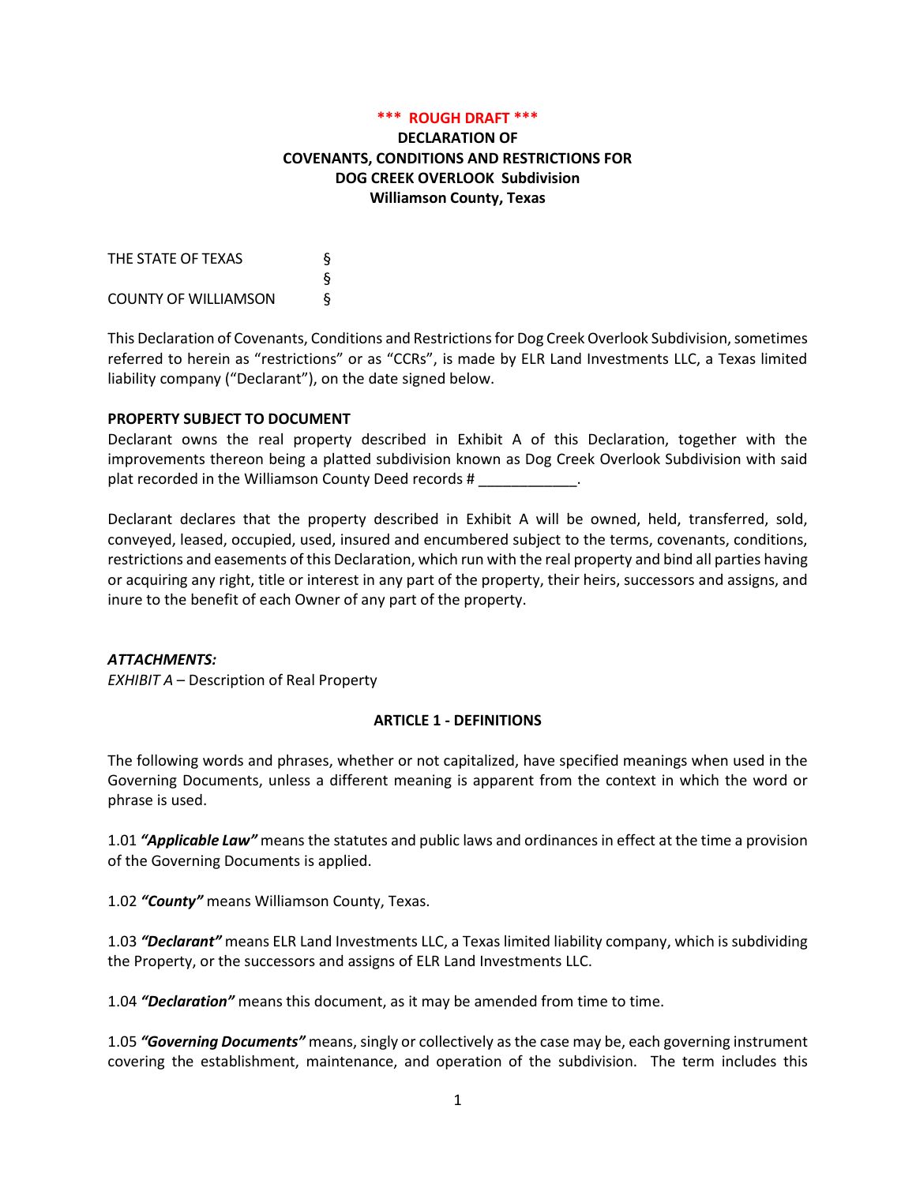**\*\*\* ROUGH DRAFT \*\*\***

# DECLARATION OF COVENANTS, CONDITIONS AND RESTRICTIONS FOR DOG CREEK OVERLOOK Subdivision Williamson County, Texas

THE STATE OF TEXAS §
§
COUNTY OF WILLIAMSON §

This Declaration of Covenants, Conditions and Restrictions for Dog Creek Overlook Subdivision, sometimes referred to herein as "restrictions" or as "CCRs", is made by ELR Land Investments LLC, a Texas limited liability company ("Declarant"), on the date signed below.

**PROPERTY SUBJECT TO DOCUMENT**

Declarant owns the real property described in Exhibit A of this Declaration, together with the improvements thereon being a platted subdivision known as Dog Creek Overlook Subdivision with said plat recorded in the Williamson County Deed records # ____________.

Declarant declares that the property described in Exhibit A will be owned, held, transferred, sold, conveyed, leased, occupied, used, insured and encumbered subject to the terms, covenants, conditions, restrictions and easements of this Declaration, which run with the real property and bind all parties having or acquiring any right, title or interest in any part of the property, their heirs, successors and assigns, and inure to the benefit of each Owner of any part of the property.

***ATTACHMENTS:***

*EXHIBIT A* – Description of Real Property

## ARTICLE 1 - DEFINITIONS

The following words and phrases, whether or not capitalized, have specified meanings when used in the Governing Documents, unless a different meaning is apparent from the context in which the word or phrase is used.

1.01 ***"Applicable Law"*** means the statutes and public laws and ordinances in effect at the time a provision of the Governing Documents is applied.

1.02 ***"County"*** means Williamson County, Texas.

1.03 ***"Declarant"*** means ELR Land Investments LLC, a Texas limited liability company, which is subdividing the Property, or the successors and assigns of ELR Land Investments LLC.

1.04 ***"Declaration"*** means this document, as it may be amended from time to time.

1.05 ***"Governing Documents"*** means, singly or collectively as the case may be, each governing instrument covering the establishment, maintenance, and operation of the subdivision. The term includes this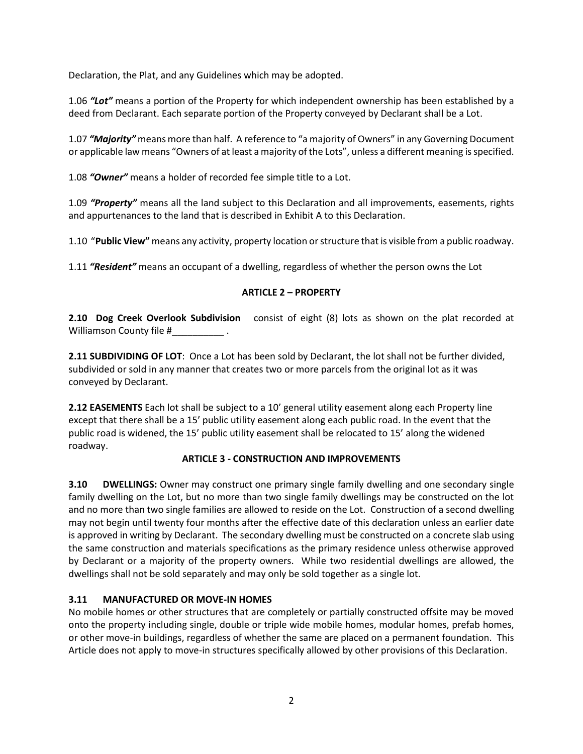Declaration, the Plat, and any Guidelines which may be adopted.

1.06 ***"Lot"*** means a portion of the Property for which independent ownership has been established by a deed from Declarant. Each separate portion of the Property conveyed by Declarant shall be a Lot.

1.07 ***"Majority"*** means more than half. A reference to "a majority of Owners" in any Governing Document or applicable law means "Owners of at least a majority of the Lots", unless a different meaning is specified.

1.08 ***"Owner"*** means a holder of recorded fee simple title to a Lot.

1.09 ***"Property"*** means all the land subject to this Declaration and all improvements, easements, rights and appurtenances to the land that is described in Exhibit A to this Declaration.

1.10 "**Public View"** means any activity, property location or structure that is visible from a public roadway.

1.11 ***"Resident"*** means an occupant of a dwelling, regardless of whether the person owns the Lot

**ARTICLE 2 – PROPERTY**

**2.10 Dog Creek Overlook Subdivision** consist of eight (8) lots as shown on the plat recorded at Williamson County file #__________ .

**2.11 SUBDIVIDING OF LOT**: Once a Lot has been sold by Declarant, the lot shall not be further divided, subdivided or sold in any manner that creates two or more parcels from the original lot as it was conveyed by Declarant.

**2.12 EASEMENTS** Each lot shall be subject to a 10' general utility easement along each Property line except that there shall be a 15' public utility easement along each public road. In the event that the public road is widened, the 15' public utility easement shall be relocated to 15' along the widened roadway.

**ARTICLE 3 - CONSTRUCTION AND IMPROVEMENTS**

**3.10 DWELLINGS:** Owner may construct one primary single family dwelling and one secondary single family dwelling on the Lot, but no more than two single family dwellings may be constructed on the lot and no more than two single families are allowed to reside on the Lot. Construction of a second dwelling may not begin until twenty four months after the effective date of this declaration unless an earlier date is approved in writing by Declarant. The secondary dwelling must be constructed on a concrete slab using the same construction and materials specifications as the primary residence unless otherwise approved by Declarant or a majority of the property owners. While two residential dwellings are allowed, the dwellings shall not be sold separately and may only be sold together as a single lot.

**3.11 MANUFACTURED OR MOVE-IN HOMES**

No mobile homes or other structures that are completely or partially constructed offsite may be moved onto the property including single, double or triple wide mobile homes, modular homes, prefab homes, or other move-in buildings, regardless of whether the same are placed on a permanent foundation. This Article does not apply to move-in structures specifically allowed by other provisions of this Declaration.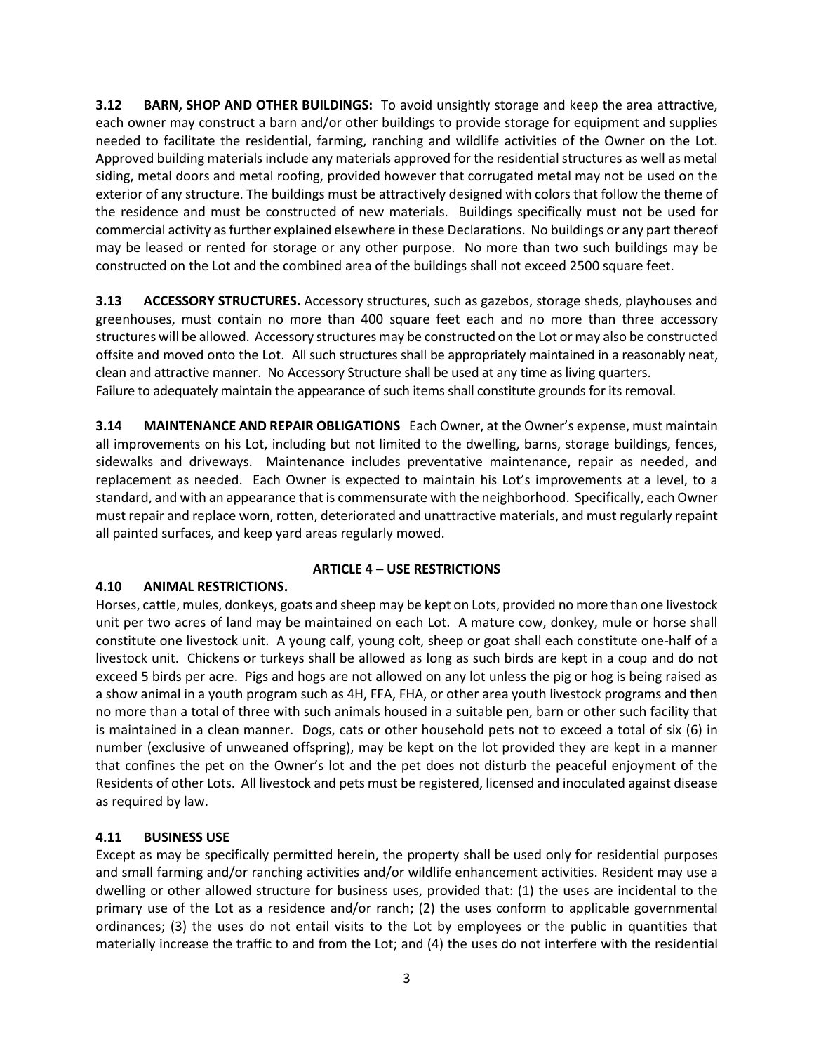**3.12 BARN, SHOP AND OTHER BUILDINGS:** To avoid unsightly storage and keep the area attractive, each owner may construct a barn and/or other buildings to provide storage for equipment and supplies needed to facilitate the residential, farming, ranching and wildlife activities of the Owner on the Lot. Approved building materials include any materials approved for the residential structures as well as metal siding, metal doors and metal roofing, provided however that corrugated metal may not be used on the exterior of any structure. The buildings must be attractively designed with colors that follow the theme of the residence and must be constructed of new materials. Buildings specifically must not be used for commercial activity as further explained elsewhere in these Declarations. No buildings or any part thereof may be leased or rented for storage or any other purpose. No more than two such buildings may be constructed on the Lot and the combined area of the buildings shall not exceed 2500 square feet.

**3.13 ACCESSORY STRUCTURES.** Accessory structures, such as gazebos, storage sheds, playhouses and greenhouses, must contain no more than 400 square feet each and no more than three accessory structures will be allowed. Accessory structures may be constructed on the Lot or may also be constructed offsite and moved onto the Lot. All such structures shall be appropriately maintained in a reasonably neat, clean and attractive manner. No Accessory Structure shall be used at any time as living quarters.
Failure to adequately maintain the appearance of such items shall constitute grounds for its removal.

**3.14 MAINTENANCE AND REPAIR OBLIGATIONS** Each Owner, at the Owner's expense, must maintain all improvements on his Lot, including but not limited to the dwelling, barns, storage buildings, fences, sidewalks and driveways. Maintenance includes preventative maintenance, repair as needed, and replacement as needed. Each Owner is expected to maintain his Lot's improvements at a level, to a standard, and with an appearance that is commensurate with the neighborhood. Specifically, each Owner must repair and replace worn, rotten, deteriorated and unattractive materials, and must regularly repaint all painted surfaces, and keep yard areas regularly mowed.

## ARTICLE 4 – USE RESTRICTIONS

**4.10 ANIMAL RESTRICTIONS.**

Horses, cattle, mules, donkeys, goats and sheep may be kept on Lots, provided no more than one livestock unit per two acres of land may be maintained on each Lot. A mature cow, donkey, mule or horse shall constitute one livestock unit. A young calf, young colt, sheep or goat shall each constitute one-half of a livestock unit. Chickens or turkeys shall be allowed as long as such birds are kept in a coup and do not exceed 5 birds per acre. Pigs and hogs are not allowed on any lot unless the pig or hog is being raised as a show animal in a youth program such as 4H, FFA, FHA, or other area youth livestock programs and then no more than a total of three with such animals housed in a suitable pen, barn or other such facility that is maintained in a clean manner. Dogs, cats or other household pets not to exceed a total of six (6) in number (exclusive of unweaned offspring), may be kept on the lot provided they are kept in a manner that confines the pet on the Owner's lot and the pet does not disturb the peaceful enjoyment of the Residents of other Lots. All livestock and pets must be registered, licensed and inoculated against disease as required by law.

**4.11 BUSINESS USE**

Except as may be specifically permitted herein, the property shall be used only for residential purposes and small farming and/or ranching activities and/or wildlife enhancement activities. Resident may use a dwelling or other allowed structure for business uses, provided that: (1) the uses are incidental to the primary use of the Lot as a residence and/or ranch; (2) the uses conform to applicable governmental ordinances; (3) the uses do not entail visits to the Lot by employees or the public in quantities that materially increase the traffic to and from the Lot; and (4) the uses do not interfere with the residential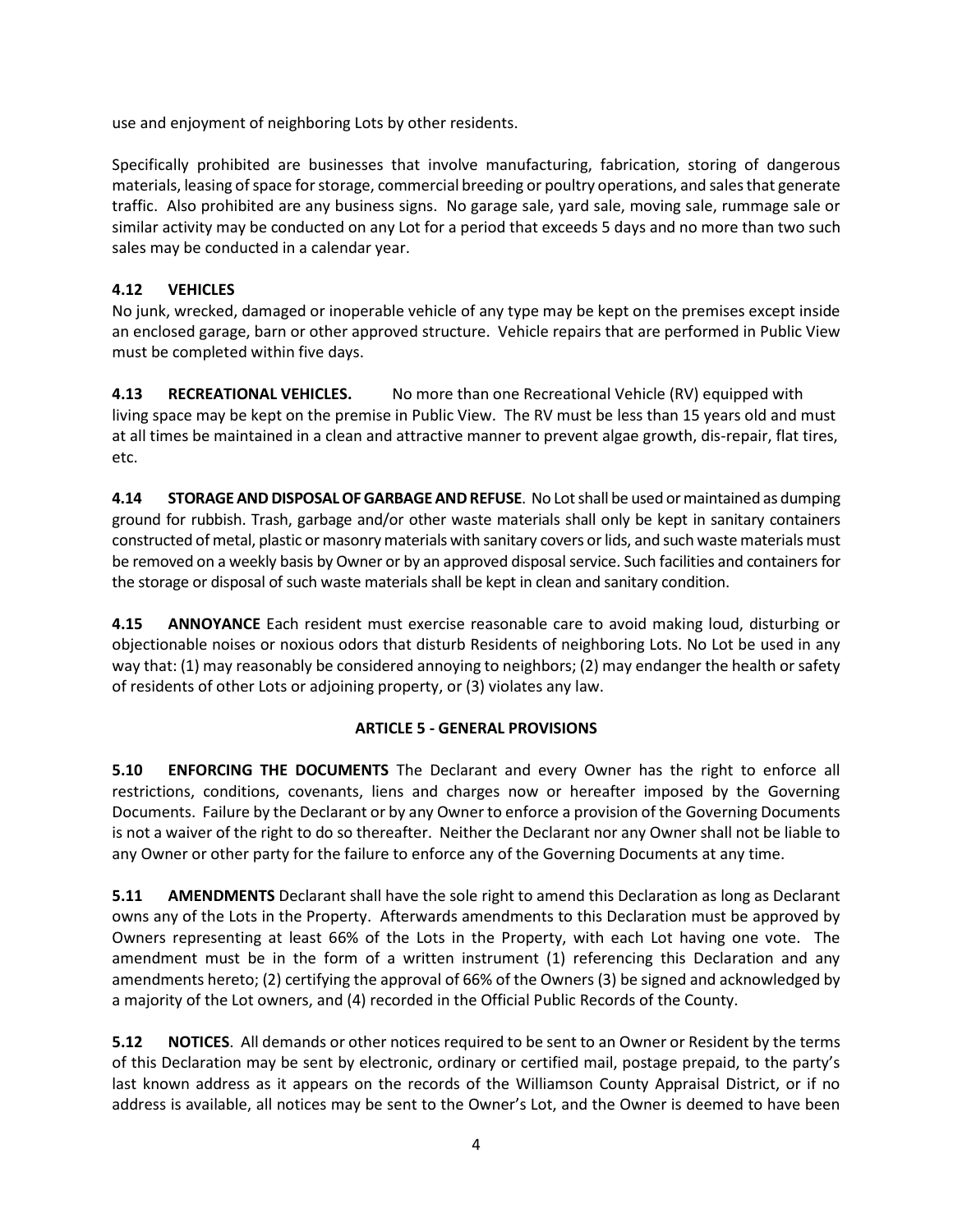use and enjoyment of neighboring Lots by other residents.

Specifically prohibited are businesses that involve manufacturing, fabrication, storing of dangerous materials, leasing of space for storage, commercial breeding or poultry operations, and sales that generate traffic. Also prohibited are any business signs. No garage sale, yard sale, moving sale, rummage sale or similar activity may be conducted on any Lot for a period that exceeds 5 days and no more than two such sales may be conducted in a calendar year.

**4.12 VEHICLES**
No junk, wrecked, damaged or inoperable vehicle of any type may be kept on the premises except inside an enclosed garage, barn or other approved structure. Vehicle repairs that are performed in Public View must be completed within five days.

**4.13 RECREATIONAL VEHICLES.** No more than one Recreational Vehicle (RV) equipped with living space may be kept on the premise in Public View. The RV must be less than 15 years old and must at all times be maintained in a clean and attractive manner to prevent algae growth, dis-repair, flat tires, etc.

**4.14 STORAGE AND DISPOSAL OF GARBAGE AND REFUSE**. No Lot shall be used or maintained as dumping ground for rubbish. Trash, garbage and/or other waste materials shall only be kept in sanitary containers constructed of metal, plastic or masonry materials with sanitary covers or lids, and such waste materials must be removed on a weekly basis by Owner or by an approved disposal service. Such facilities and containers for the storage or disposal of such waste materials shall be kept in clean and sanitary condition.

**4.15 ANNOYANCE** Each resident must exercise reasonable care to avoid making loud, disturbing or objectionable noises or noxious odors that disturb Residents of neighboring Lots. No Lot be used in any way that: (1) may reasonably be considered annoying to neighbors; (2) may endanger the health or safety of residents of other Lots or adjoining property, or (3) violates any law.

## ARTICLE 5 - GENERAL PROVISIONS

**5.10 ENFORCING THE DOCUMENTS** The Declarant and every Owner has the right to enforce all restrictions, conditions, covenants, liens and charges now or hereafter imposed by the Governing Documents. Failure by the Declarant or by any Owner to enforce a provision of the Governing Documents is not a waiver of the right to do so thereafter. Neither the Declarant nor any Owner shall not be liable to any Owner or other party for the failure to enforce any of the Governing Documents at any time.

**5.11 AMENDMENTS** Declarant shall have the sole right to amend this Declaration as long as Declarant owns any of the Lots in the Property. Afterwards amendments to this Declaration must be approved by Owners representing at least 66% of the Lots in the Property, with each Lot having one vote. The amendment must be in the form of a written instrument (1) referencing this Declaration and any amendments hereto; (2) certifying the approval of 66% of the Owners (3) be signed and acknowledged by a majority of the Lot owners, and (4) recorded in the Official Public Records of the County.

**5.12 NOTICES**. All demands or other notices required to be sent to an Owner or Resident by the terms of this Declaration may be sent by electronic, ordinary or certified mail, postage prepaid, to the party's last known address as it appears on the records of the Williamson County Appraisal District, or if no address is available, all notices may be sent to the Owner's Lot, and the Owner is deemed to have been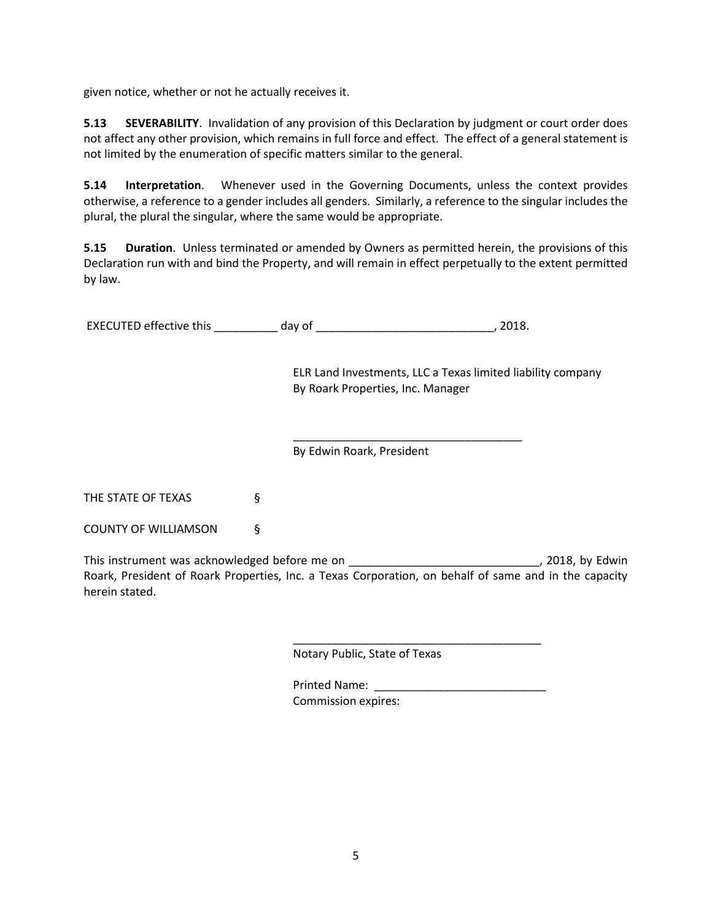given notice, whether or not he actually receives it.

**5.13 SEVERABILITY**. Invalidation of any provision of this Declaration by judgment or court order does not affect any other provision, which remains in full force and effect. The effect of a general statement is not limited by the enumeration of specific matters similar to the general.

**5.14 Interpretation**. Whenever used in the Governing Documents, unless the context provides otherwise, a reference to a gender includes all genders. Similarly, a reference to the singular includes the plural, the plural the singular, where the same would be appropriate.

**5.15 Duration**. Unless terminated or amended by Owners as permitted herein, the provisions of this Declaration run with and bind the Property, and will remain in effect perpetually to the extent permitted by law.

EXECUTED effective this __________ day of ____________________________, 2018.

ELR Land Investments, LLC a Texas limited liability company
By Roark Properties, Inc. Manager

_____________________________________
By Edwin Roark, President

THE STATE OF TEXAS §

COUNTY OF WILLIAMSON §

This instrument was acknowledged before me on ______________________________, 2018, by Edwin Roark, President of Roark Properties, Inc. a Texas Corporation, on behalf of same and in the capacity herein stated.

________________________________________
Notary Public, State of Texas

Printed Name: ___________________________
Commission expires: